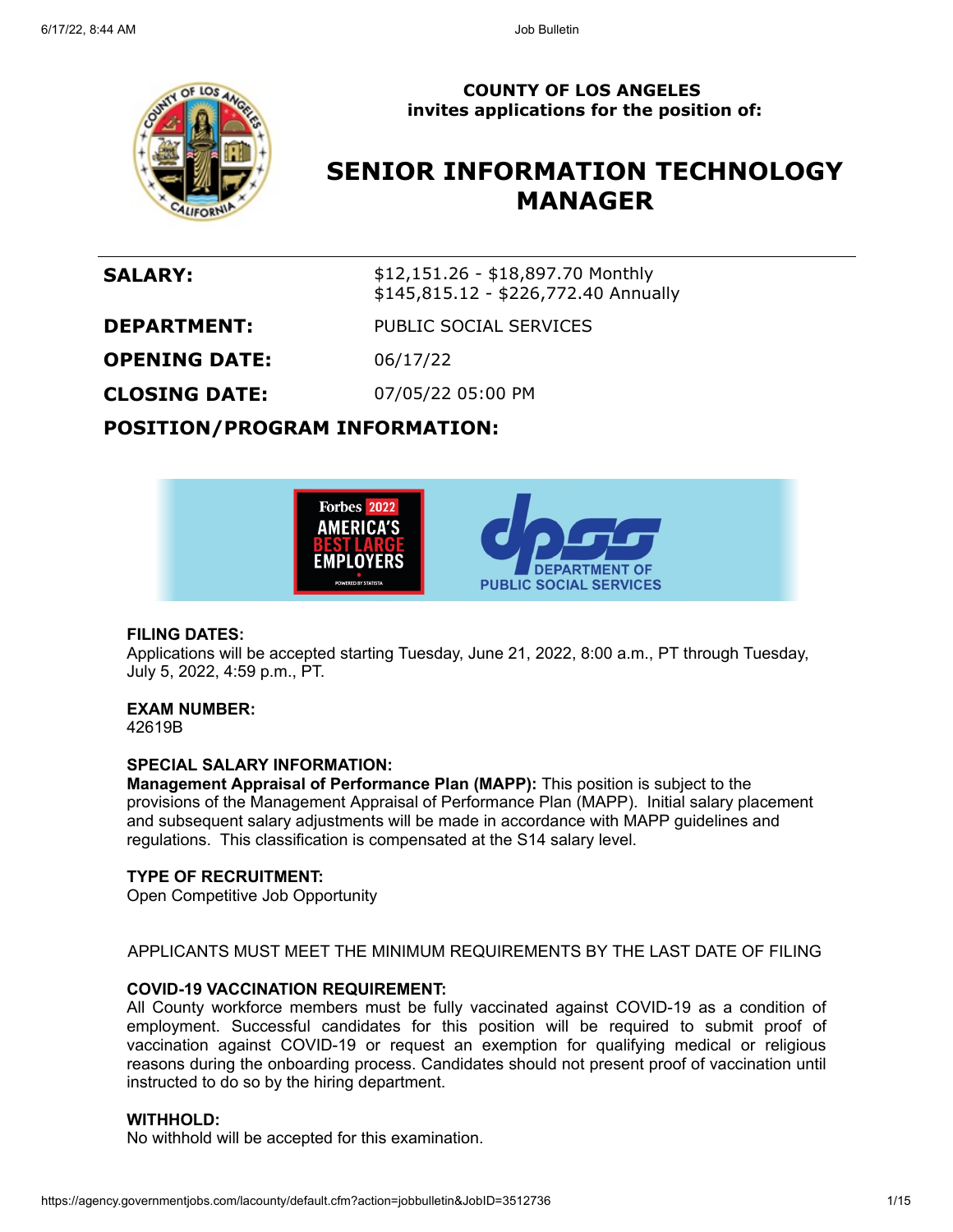**COUNTY OF LOS ANGELES**
**invites applications for the position of:**

# SENIOR INFORMATION TECHNOLOGY MANAGER

| | |
|---|---|
| **SALARY:** | $12,151.26 - $18,897.70 Monthly<br>$145,815.12 - $226,772.40 Annually |
| **DEPARTMENT:** | PUBLIC SOCIAL SERVICES |
| **OPENING DATE:** | 06/17/22 |
| **CLOSING DATE:** | 07/05/22 05:00 PM |

## POSITION/PROGRAM INFORMATION:

**FILING DATES:**
Applications will be accepted starting Tuesday, June 21, 2022, 8:00 a.m., PT through Tuesday, July 5, 2022, 4:59 p.m., PT.

**EXAM NUMBER:**
42619B

**SPECIAL SALARY INFORMATION:**
**Management Appraisal of Performance Plan (MAPP):** This position is subject to the provisions of the Management Appraisal of Performance Plan (MAPP). Initial salary placement and subsequent salary adjustments will be made in accordance with MAPP guidelines and regulations. This classification is compensated at the S14 salary level.

**TYPE OF RECRUITMENT:**
Open Competitive Job Opportunity

APPLICANTS MUST MEET THE MINIMUM REQUIREMENTS BY THE LAST DATE OF FILING

**COVID-19 VACCINATION REQUIREMENT:**
All County workforce members must be fully vaccinated against COVID-19 as a condition of employment. Successful candidates for this position will be required to submit proof of vaccination against COVID-19 or request an exemption for qualifying medical or religious reasons during the onboarding process. Candidates should not present proof of vaccination until instructed to do so by the hiring department.

**WITHHOLD:**
No withhold will be accepted for this examination.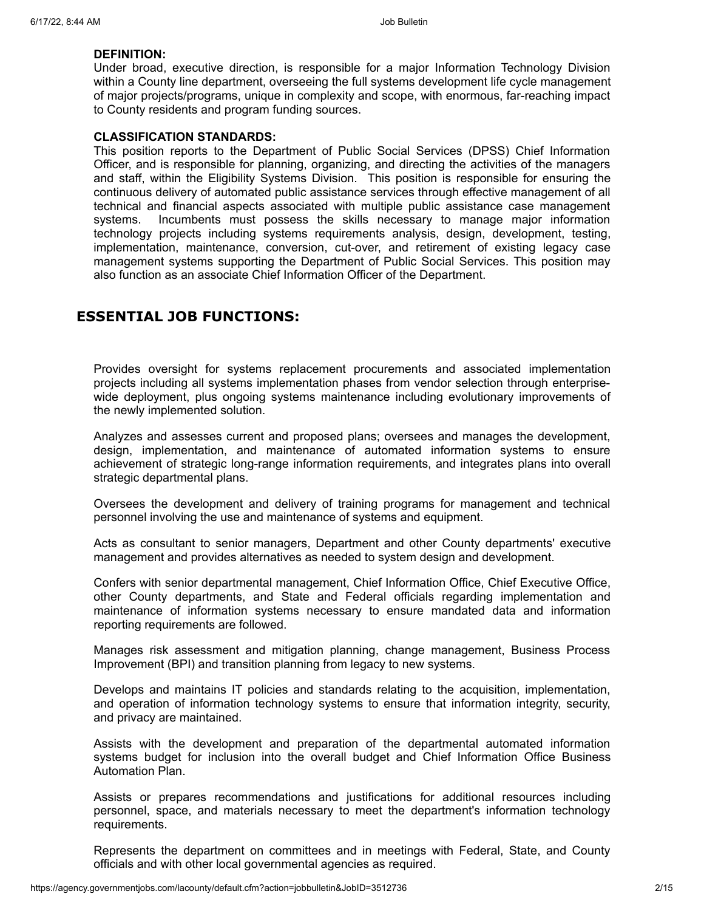**DEFINITION:**
Under broad, executive direction, is responsible for a major Information Technology Division within a County line department, overseeing the full systems development life cycle management of major projects/programs, unique in complexity and scope, with enormous, far-reaching impact to County residents and program funding sources.

**CLASSIFICATION STANDARDS:**
This position reports to the Department of Public Social Services (DPSS) Chief Information Officer, and is responsible for planning, organizing, and directing the activities of the managers and staff, within the Eligibility Systems Division. This position is responsible for ensuring the continuous delivery of automated public assistance services through effective management of all technical and financial aspects associated with multiple public assistance case management systems. Incumbents must possess the skills necessary to manage major information technology projects including systems requirements analysis, design, development, testing, implementation, maintenance, conversion, cut-over, and retirement of existing legacy case management systems supporting the Department of Public Social Services. This position may also function as an associate Chief Information Officer of the Department.

## ESSENTIAL JOB FUNCTIONS:

Provides oversight for systems replacement procurements and associated implementation projects including all systems implementation phases from vendor selection through enterprise-wide deployment, plus ongoing systems maintenance including evolutionary improvements of the newly implemented solution.

Analyzes and assesses current and proposed plans; oversees and manages the development, design, implementation, and maintenance of automated information systems to ensure achievement of strategic long-range information requirements, and integrates plans into overall strategic departmental plans.

Oversees the development and delivery of training programs for management and technical personnel involving the use and maintenance of systems and equipment.

Acts as consultant to senior managers, Department and other County departments' executive management and provides alternatives as needed to system design and development.

Confers with senior departmental management, Chief Information Office, Chief Executive Office, other County departments, and State and Federal officials regarding implementation and maintenance of information systems necessary to ensure mandated data and information reporting requirements are followed.

Manages risk assessment and mitigation planning, change management, Business Process Improvement (BPI) and transition planning from legacy to new systems.

Develops and maintains IT policies and standards relating to the acquisition, implementation, and operation of information technology systems to ensure that information integrity, security, and privacy are maintained.

Assists with the development and preparation of the departmental automated information systems budget for inclusion into the overall budget and Chief Information Office Business Automation Plan.

Assists or prepares recommendations and justifications for additional resources including personnel, space, and materials necessary to meet the department's information technology requirements.

Represents the department on committees and in meetings with Federal, State, and County officials and with other local governmental agencies as required.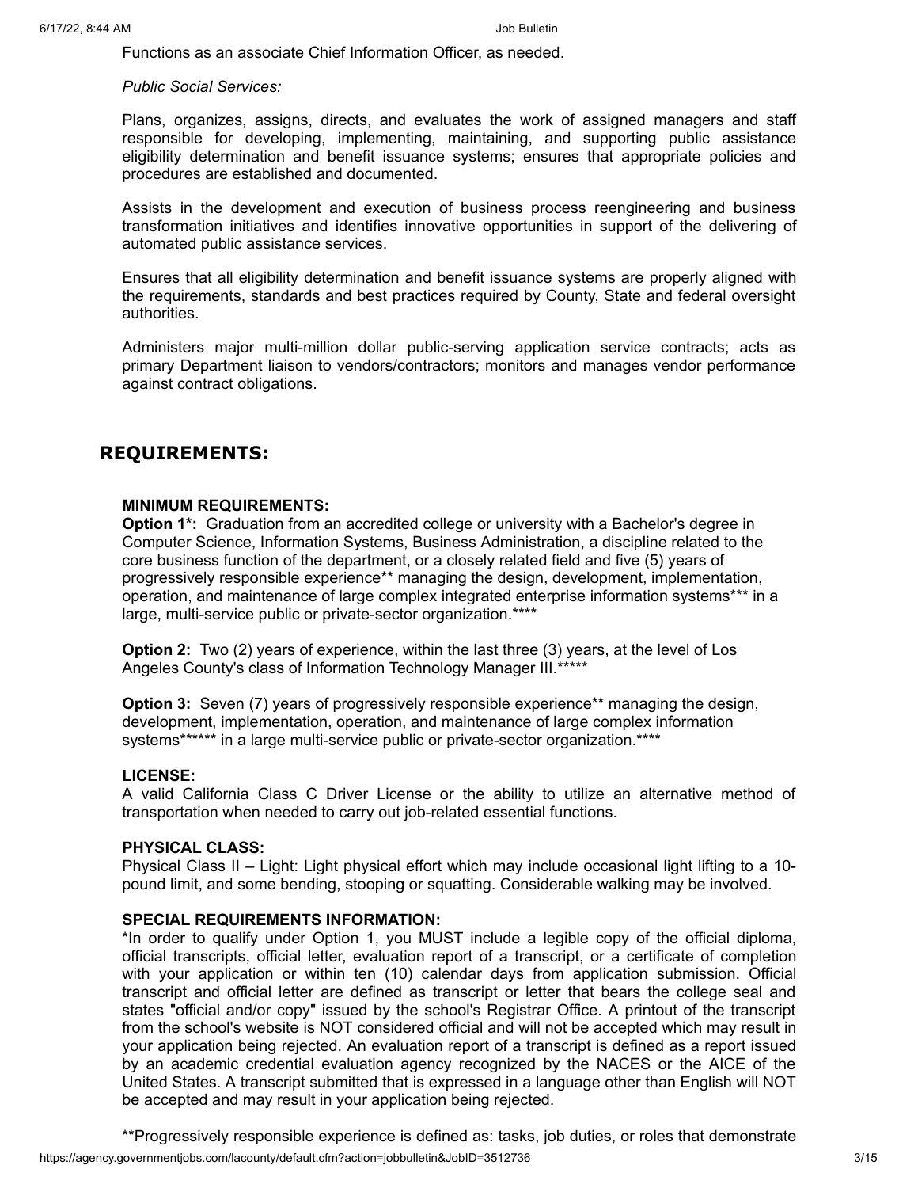Functions as an associate Chief Information Officer, as needed.

*Public Social Services:*

Plans, organizes, assigns, directs, and evaluates the work of assigned managers and staff responsible for developing, implementing, maintaining, and supporting public assistance eligibility determination and benefit issuance systems; ensures that appropriate policies and procedures are established and documented.

Assists in the development and execution of business process reengineering and business transformation initiatives and identifies innovative opportunities in support of the delivering of automated public assistance services.

Ensures that all eligibility determination and benefit issuance systems are properly aligned with the requirements, standards and best practices required by County, State and federal oversight authorities.

Administers major multi-million dollar public-serving application service contracts; acts as primary Department liaison to vendors/contractors; monitors and manages vendor performance against contract obligations.

## REQUIREMENTS:

**MINIMUM REQUIREMENTS:**
**Option 1*:** Graduation from an accredited college or university with a Bachelor's degree in Computer Science, Information Systems, Business Administration, a discipline related to the core business function of the department, or a closely related field and five (5) years of progressively responsible experience** managing the design, development, implementation, operation, and maintenance of large complex integrated enterprise information systems*** in a large, multi-service public or private-sector organization.****

**Option 2:** Two (2) years of experience, within the last three (3) years, at the level of Los Angeles County's class of Information Technology Manager III.*****

**Option 3:** Seven (7) years of progressively responsible experience** managing the design, development, implementation, operation, and maintenance of large complex information systems****** in a large multi-service public or private-sector organization.****

**LICENSE:**
A valid California Class C Driver License or the ability to utilize an alternative method of transportation when needed to carry out job-related essential functions.

**PHYSICAL CLASS:**
Physical Class II – Light: Light physical effort which may include occasional light lifting to a 10-pound limit, and some bending, stooping or squatting. Considerable walking may be involved.

**SPECIAL REQUIREMENTS INFORMATION:**
*In order to qualify under Option 1, you MUST include a legible copy of the official diploma, official transcripts, official letter, evaluation report of a transcript, or a certificate of completion with your application or within ten (10) calendar days from application submission. Official transcript and official letter are defined as transcript or letter that bears the college seal and states "official and/or copy" issued by the school's Registrar Office. A printout of the transcript from the school's website is NOT considered official and will not be accepted which may result in your application being rejected. An evaluation report of a transcript is defined as a report issued by an academic credential evaluation agency recognized by the NACES or the AICE of the United States. A transcript submitted that is expressed in a language other than English will NOT be accepted and may result in your application being rejected.

**Progressively responsible experience is defined as: tasks, job duties, or roles that demonstrate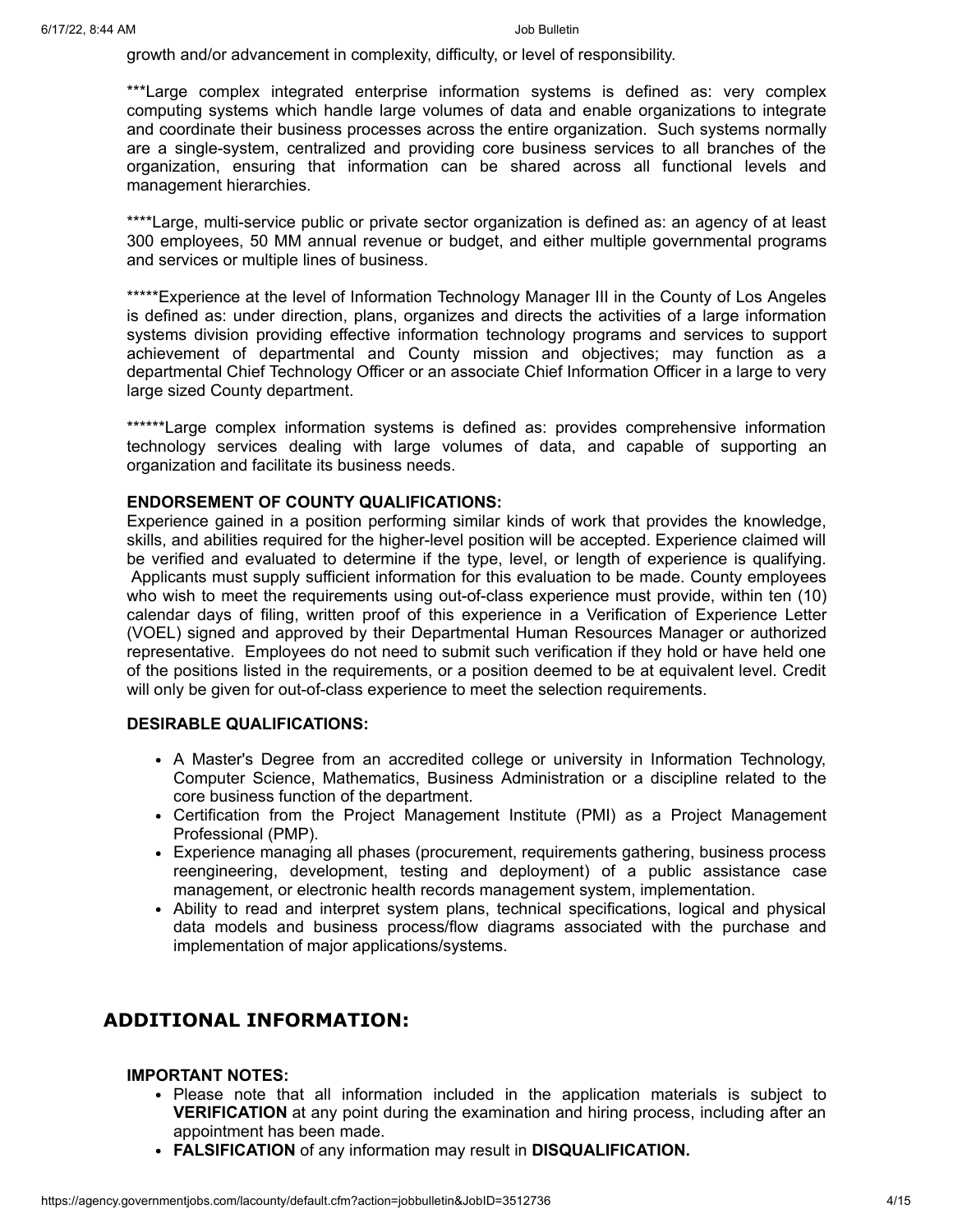growth and/or advancement in complexity, difficulty, or level of responsibility.

***Large complex integrated enterprise information systems is defined as: very complex computing systems which handle large volumes of data and enable organizations to integrate and coordinate their business processes across the entire organization.  Such systems normally are a single-system, centralized and providing core business services to all branches of the organization, ensuring that information can be shared across all functional levels and management hierarchies.

****Large, multi-service public or private sector organization is defined as: an agency of at least 300 employees, 50 MM annual revenue or budget, and either multiple governmental programs and services or multiple lines of business.

*****Experience at the level of Information Technology Manager III in the County of Los Angeles is defined as: under direction, plans, organizes and directs the activities of a large information systems division providing effective information technology programs and services to support achievement of departmental and County mission and objectives; may function as a departmental Chief Technology Officer or an associate Chief Information Officer in a large to very large sized County department.

******Large complex information systems is defined as: provides comprehensive information technology services dealing with large volumes of data, and capable of supporting an organization and facilitate its business needs.

**ENDORSEMENT OF COUNTY QUALIFICATIONS:**
Experience gained in a position performing similar kinds of work that provides the knowledge, skills, and abilities required for the higher-level position will be accepted. Experience claimed will be verified and evaluated to determine if the type, level, or length of experience is qualifying. Applicants must supply sufficient information for this evaluation to be made. County employees who wish to meet the requirements using out-of-class experience must provide, within ten (10) calendar days of filing, written proof of this experience in a Verification of Experience Letter (VOEL) signed and approved by their Departmental Human Resources Manager or authorized representative.  Employees do not need to submit such verification if they hold or have held one of the positions listed in the requirements, or a position deemed to be at equivalent level. Credit will only be given for out-of-class experience to meet the selection requirements.

**DESIRABLE QUALIFICATIONS:**

- A Master's Degree from an accredited college or university in Information Technology, Computer Science, Mathematics, Business Administration or a discipline related to the core business function of the department.
- Certification from the Project Management Institute (PMI) as a Project Management Professional (PMP).
- Experience managing all phases (procurement, requirements gathering, business process reengineering, development, testing and deployment) of a public assistance case management, or electronic health records management system, implementation.
- Ability to read and interpret system plans, technical specifications, logical and physical data models and business process/flow diagrams associated with the purchase and implementation of major applications/systems.

## ADDITIONAL INFORMATION:

**IMPORTANT NOTES:**

- Please note that all information included in the application materials is subject to **VERIFICATION** at any point during the examination and hiring process, including after an appointment has been made.
- **FALSIFICATION** of any information may result in **DISQUALIFICATION.**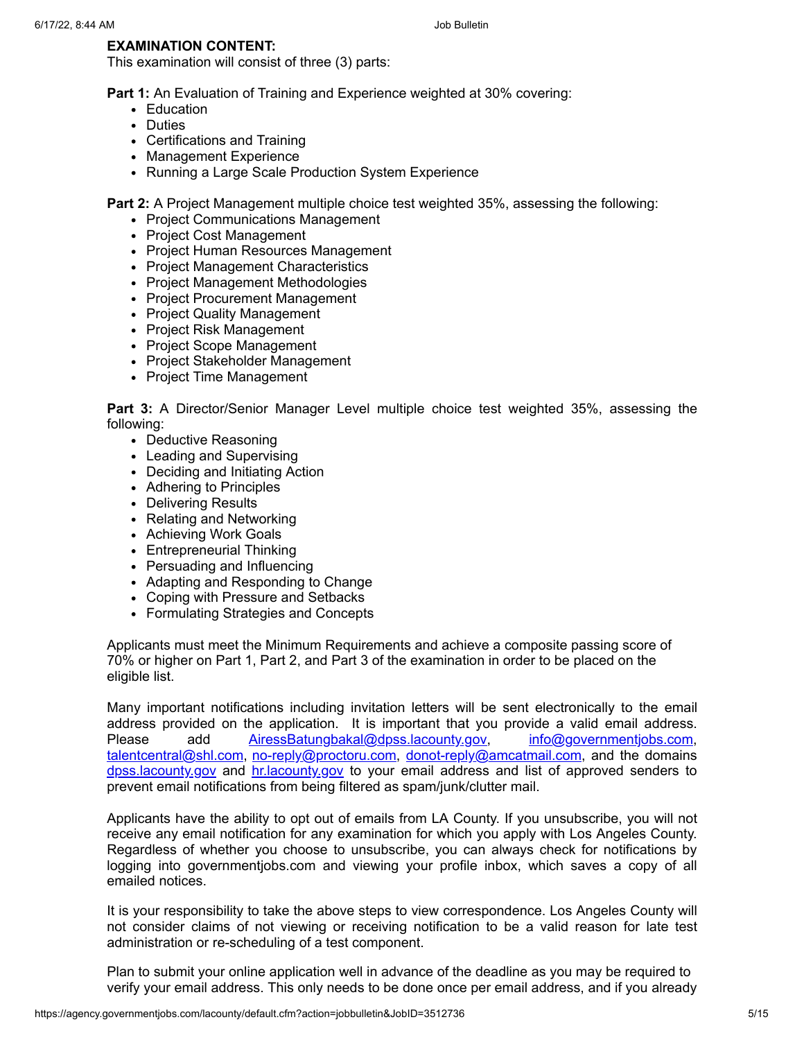**EXAMINATION CONTENT:**

This examination will consist of three (3) parts:

**Part 1:** An Evaluation of Training and Experience weighted at 30% covering:

- Education
- Duties
- Certifications and Training
- Management Experience
- Running a Large Scale Production System Experience

**Part 2:** A Project Management multiple choice test weighted 35%, assessing the following:

- Project Communications Management
- Project Cost Management
- Project Human Resources Management
- Project Management Characteristics
- Project Management Methodologies
- Project Procurement Management
- Project Quality Management
- Project Risk Management
- Project Scope Management
- Project Stakeholder Management
- Project Time Management

**Part 3:** A Director/Senior Manager Level multiple choice test weighted 35%, assessing the following:

- Deductive Reasoning
- Leading and Supervising
- Deciding and Initiating Action
- Adhering to Principles
- Delivering Results
- Relating and Networking
- Achieving Work Goals
- Entrepreneurial Thinking
- Persuading and Influencing
- Adapting and Responding to Change
- Coping with Pressure and Setbacks
- Formulating Strategies and Concepts

Applicants must meet the Minimum Requirements and achieve a composite passing score of 70% or higher on Part 1, Part 2, and Part 3 of the examination in order to be placed on the eligible list.

Many important notifications including invitation letters will be sent electronically to the email address provided on the application. It is important that you provide a valid email address. Please add AiressBatungbakal@dpss.lacounty.gov, info@governmentjobs.com, talentcentral@shl.com, no-reply@proctoru.com, donot-reply@amcatmail.com, and the domains dpss.lacounty.gov and hr.lacounty.gov to your email address and list of approved senders to prevent email notifications from being filtered as spam/junk/clutter mail.

Applicants have the ability to opt out of emails from LA County. If you unsubscribe, you will not receive any email notification for any examination for which you apply with Los Angeles County. Regardless of whether you choose to unsubscribe, you can always check for notifications by logging into governmentjobs.com and viewing your profile inbox, which saves a copy of all emailed notices.

It is your responsibility to take the above steps to view correspondence. Los Angeles County will not consider claims of not viewing or receiving notification to be a valid reason for late test administration or re-scheduling of a test component.

Plan to submit your online application well in advance of the deadline as you may be required to verify your email address. This only needs to be done once per email address, and if you already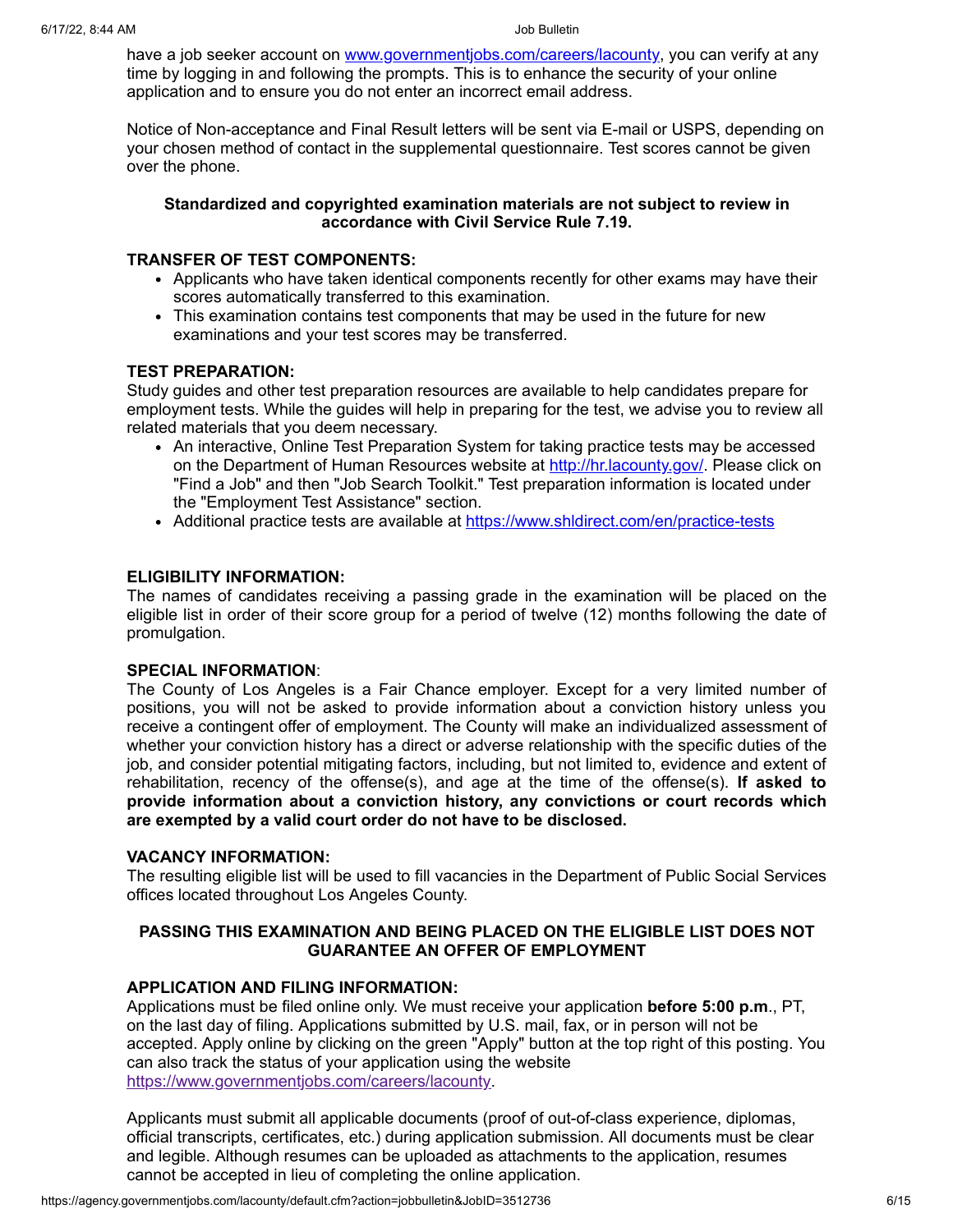have a job seeker account on www.governmentjobs.com/careers/lacounty, you can verify at any time by logging in and following the prompts. This is to enhance the security of your online application and to ensure you do not enter an incorrect email address.

Notice of Non-acceptance and Final Result letters will be sent via E-mail or USPS, depending on your chosen method of contact in the supplemental questionnaire. Test scores cannot be given over the phone.

**Standardized and copyrighted examination materials are not subject to review in accordance with Civil Service Rule 7.19.**

**TRANSFER OF TEST COMPONENTS:**

- Applicants who have taken identical components recently for other exams may have their scores automatically transferred to this examination.
- This examination contains test components that may be used in the future for new examinations and your test scores may be transferred.

**TEST PREPARATION:**
Study guides and other test preparation resources are available to help candidates prepare for employment tests. While the guides will help in preparing for the test, we advise you to review all related materials that you deem necessary.

- An interactive, Online Test Preparation System for taking practice tests may be accessed on the Department of Human Resources website at http://hr.lacounty.gov/. Please click on "Find a Job" and then "Job Search Toolkit." Test preparation information is located under the "Employment Test Assistance" section.
- Additional practice tests are available at https://www.shldirect.com/en/practice-tests

**ELIGIBILITY INFORMATION:**
The names of candidates receiving a passing grade in the examination will be placed on the eligible list in order of their score group for a period of twelve (12) months following the date of promulgation.

**SPECIAL INFORMATION**:
The County of Los Angeles is a Fair Chance employer. Except for a very limited number of positions, you will not be asked to provide information about a conviction history unless you receive a contingent offer of employment. The County will make an individualized assessment of whether your conviction history has a direct or adverse relationship with the specific duties of the job, and consider potential mitigating factors, including, but not limited to, evidence and extent of rehabilitation, recency of the offense(s), and age at the time of the offense(s). **If asked to provide information about a conviction history, any convictions or court records which are exempted by a valid court order do not have to be disclosed.**

**VACANCY INFORMATION:**
The resulting eligible list will be used to fill vacancies in the Department of Public Social Services offices located throughout Los Angeles County.

**PASSING THIS EXAMINATION AND BEING PLACED ON THE ELIGIBLE LIST DOES NOT GUARANTEE AN OFFER OF EMPLOYMENT**

**APPLICATION AND FILING INFORMATION:**
Applications must be filed online only. We must receive your application **before 5:00 p.m**., PT, on the last day of filing. Applications submitted by U.S. mail, fax, or in person will not be accepted. Apply online by clicking on the green "Apply" button at the top right of this posting. You can also track the status of your application using the website https://www.governmentjobs.com/careers/lacounty.

Applicants must submit all applicable documents (proof of out-of-class experience, diplomas, official transcripts, certificates, etc.) during application submission. All documents must be clear and legible. Although resumes can be uploaded as attachments to the application, resumes cannot be accepted in lieu of completing the online application.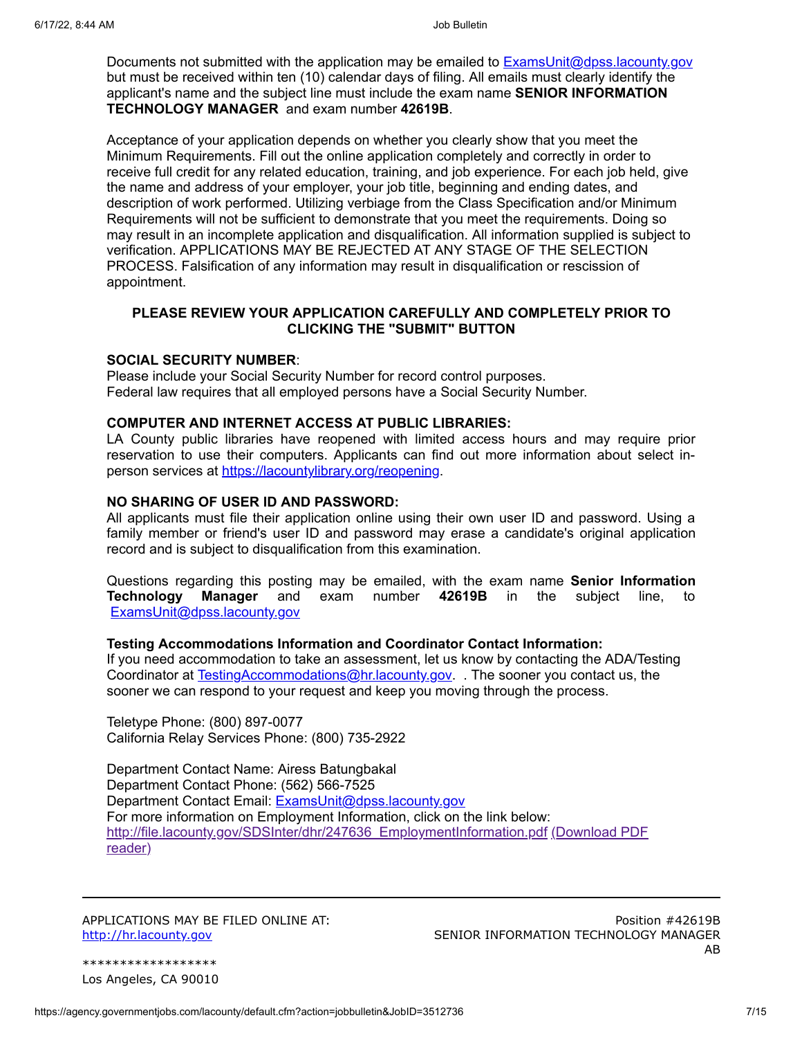Documents not submitted with the application may be emailed to ExamsUnit@dpss.lacounty.gov but must be received within ten (10) calendar days of filing. All emails must clearly identify the applicant's name and the subject line must include the exam name **SENIOR INFORMATION TECHNOLOGY MANAGER** and exam number **42619B**.

Acceptance of your application depends on whether you clearly show that you meet the Minimum Requirements. Fill out the online application completely and correctly in order to receive full credit for any related education, training, and job experience. For each job held, give the name and address of your employer, your job title, beginning and ending dates, and description of work performed. Utilizing verbiage from the Class Specification and/or Minimum Requirements will not be sufficient to demonstrate that you meet the requirements. Doing so may result in an incomplete application and disqualification. All information supplied is subject to verification. APPLICATIONS MAY BE REJECTED AT ANY STAGE OF THE SELECTION PROCESS. Falsification of any information may result in disqualification or rescission of appointment.

**PLEASE REVIEW YOUR APPLICATION CAREFULLY AND COMPLETELY PRIOR TO CLICKING THE "SUBMIT" BUTTON**

**SOCIAL SECURITY NUMBER**:
Please include your Social Security Number for record control purposes.
Federal law requires that all employed persons have a Social Security Number.

**COMPUTER AND INTERNET ACCESS AT PUBLIC LIBRARIES:**
LA County public libraries have reopened with limited access hours and may require prior reservation to use their computers. Applicants can find out more information about select in-person services at https://lacountylibrary.org/reopening.

**NO SHARING OF USER ID AND PASSWORD:**
All applicants must file their application online using their own user ID and password. Using a family member or friend's user ID and password may erase a candidate's original application record and is subject to disqualification from this examination.

Questions regarding this posting may be emailed, with the exam name **Senior Information Technology Manager** and exam number **42619B** in the subject line, to ExamsUnit@dpss.lacounty.gov

**Testing Accommodations Information and Coordinator Contact Information:**
If you need accommodation to take an assessment, let us know by contacting the ADA/Testing Coordinator at TestingAccommodations@hr.lacounty.gov. . The sooner you contact us, the sooner we can respond to your request and keep you moving through the process.

Teletype Phone: (800) 897-0077
California Relay Services Phone: (800) 735-2922

Department Contact Name: Airess Batungbakal
Department Contact Phone: (562) 566-7525
Department Contact Email: ExamsUnit@dpss.lacounty.gov
For more information on Employment Information, click on the link below:
http://file.lacounty.gov/SDSInter/dhr/247636_EmploymentInformation.pdf (Download PDF reader)

---

APPLICATIONS MAY BE FILED ONLINE AT:
http://hr.lacounty.gov

Position #42619B
SENIOR INFORMATION TECHNOLOGY MANAGER
AB

******************
Los Angeles, CA 90010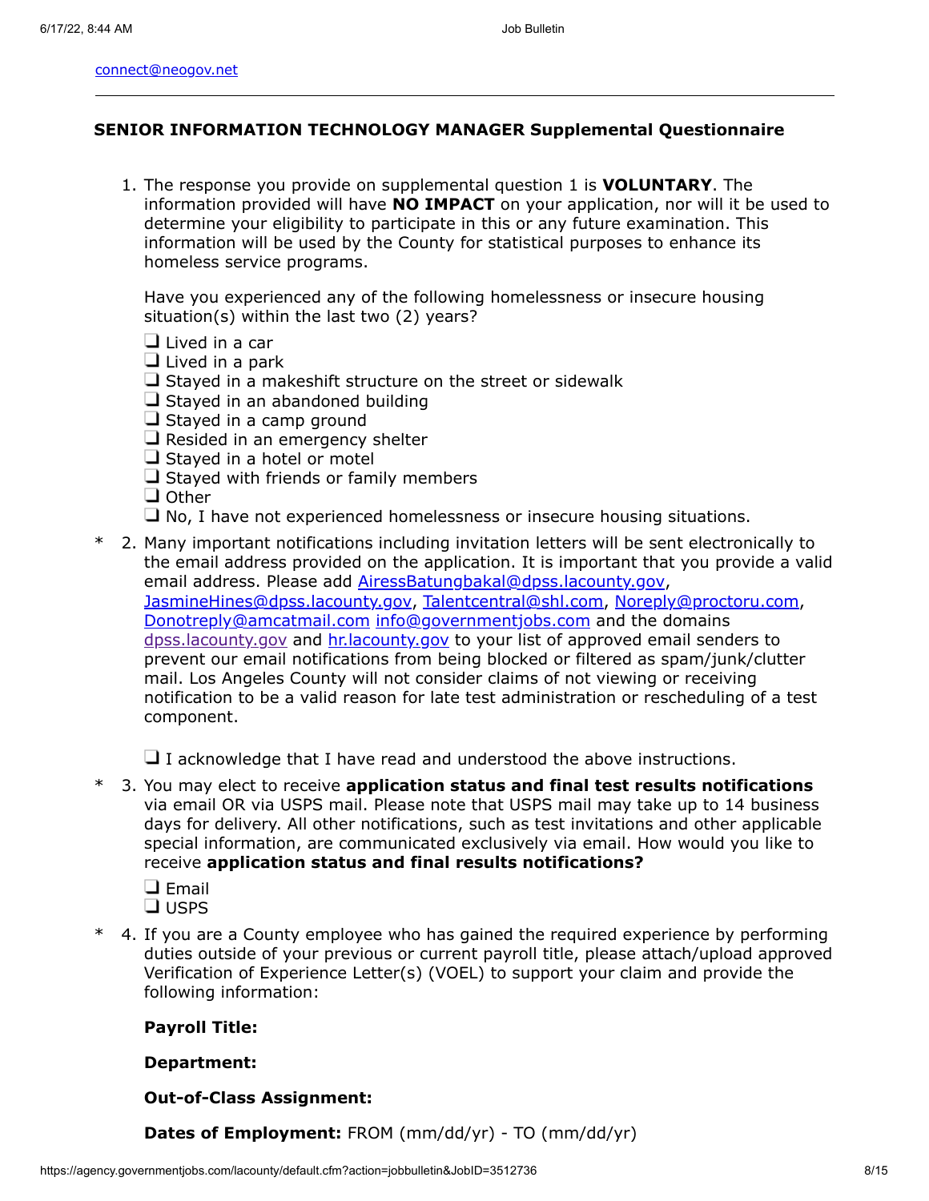connect@neogov.net

---

**SENIOR INFORMATION TECHNOLOGY MANAGER Supplemental Questionnaire**

1. The response you provide on supplemental question 1 is **VOLUNTARY**. The information provided will have **NO IMPACT** on your application, nor will it be used to determine your eligibility to participate in this or any future examination. This information will be used by the County for statistical purposes to enhance its homeless service programs.

   Have you experienced any of the following homelessness or insecure housing situation(s) within the last two (2) years?

   ❑ Lived in a car
   ❑ Lived in a park
   ❑ Stayed in a makeshift structure on the street or sidewalk
   ❑ Stayed in an abandoned building
   ❑ Stayed in a camp ground
   ❑ Resided in an emergency shelter
   ❑ Stayed in a hotel or motel
   ❑ Stayed with friends or family members
   ❑ Other
   ❑ No, I have not experienced homelessness or insecure housing situations.

\* 2. Many important notifications including invitation letters will be sent electronically to the email address provided on the application. It is important that you provide a valid email address. Please add AiressBatungbakal@dpss.lacounty.gov, JasmineHines@dpss.lacounty.gov, Talentcentral@shl.com, Noreply@proctoru.com, Donotreply@amcatmail.com info@governmentjobs.com and the domains dpss.lacounty.gov and hr.lacounty.gov to your list of approved email senders to prevent our email notifications from being blocked or filtered as spam/junk/clutter mail. Los Angeles County will not consider claims of not viewing or receiving notification to be a valid reason for late test administration or rescheduling of a test component.

   ❑ I acknowledge that I have read and understood the above instructions.

\* 3. You may elect to receive **application status and final test results notifications** via email OR via USPS mail. Please note that USPS mail may take up to 14 business days for delivery. All other notifications, such as test invitations and other applicable special information, are communicated exclusively via email. How would you like to receive **application status and final results notifications?**

   ❑ Email
   ❑ USPS

\* 4. If you are a County employee who has gained the required experience by performing duties outside of your previous or current payroll title, please attach/upload approved Verification of Experience Letter(s) (VOEL) to support your claim and provide the following information:

   **Payroll Title:**

   **Department:**

   **Out-of-Class Assignment:**

   **Dates of Employment:** FROM (mm/dd/yr) - TO (mm/dd/yr)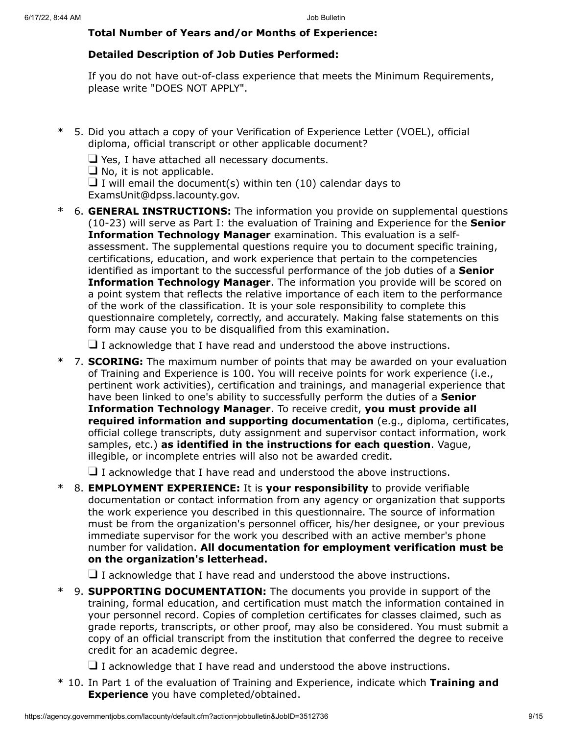**Total Number of Years and/or Months of Experience:**

**Detailed Description of Job Duties Performed:**

If you do not have out-of-class experience that meets the Minimum Requirements, please write "DOES NOT APPLY".

\* 5. Did you attach a copy of your Verification of Experience Letter (VOEL), official diploma, official transcript or other applicable document?

- ❑ Yes, I have attached all necessary documents.
- ❑ No, it is not applicable.
- ❑ I will email the document(s) within ten (10) calendar days to ExamsUnit@dpss.lacounty.gov.

\* 6. **GENERAL INSTRUCTIONS:** The information you provide on supplemental questions (10-23) will serve as Part I: the evaluation of Training and Experience for the **Senior Information Technology Manager** examination. This evaluation is a self-assessment. The supplemental questions require you to document specific training, certifications, education, and work experience that pertain to the competencies identified as important to the successful performance of the job duties of a **Senior Information Technology Manager**. The information you provide will be scored on a point system that reflects the relative importance of each item to the performance of the work of the classification. It is your sole responsibility to complete this questionnaire completely, correctly, and accurately. Making false statements on this form may cause you to be disqualified from this examination.

- ❑ I acknowledge that I have read and understood the above instructions.

\* 7. **SCORING:** The maximum number of points that may be awarded on your evaluation of Training and Experience is 100. You will receive points for work experience (i.e., pertinent work activities), certification and trainings, and managerial experience that have been linked to one's ability to successfully perform the duties of a **Senior Information Technology Manager**. To receive credit, **you must provide all required information and supporting documentation** (e.g., diploma, certificates, official college transcripts, duty assignment and supervisor contact information, work samples, etc.) **as identified in the instructions for each question**. Vague, illegible, or incomplete entries will also not be awarded credit.

- ❑ I acknowledge that I have read and understood the above instructions.

\* 8. **EMPLOYMENT EXPERIENCE:** It is **your responsibility** to provide verifiable documentation or contact information from any agency or organization that supports the work experience you described in this questionnaire. The source of information must be from the organization's personnel officer, his/her designee, or your previous immediate supervisor for the work you described with an active member's phone number for validation. **All documentation for employment verification must be on the organization's letterhead.**

- ❑ I acknowledge that I have read and understood the above instructions.

\* 9. **SUPPORTING DOCUMENTATION:** The documents you provide in support of the training, formal education, and certification must match the information contained in your personnel record. Copies of completion certificates for classes claimed, such as grade reports, transcripts, or other proof, may also be considered. You must submit a copy of an official transcript from the institution that conferred the degree to receive credit for an academic degree.

- ❑ I acknowledge that I have read and understood the above instructions.

\* 10. In Part 1 of the evaluation of Training and Experience, indicate which **Training and Experience** you have completed/obtained.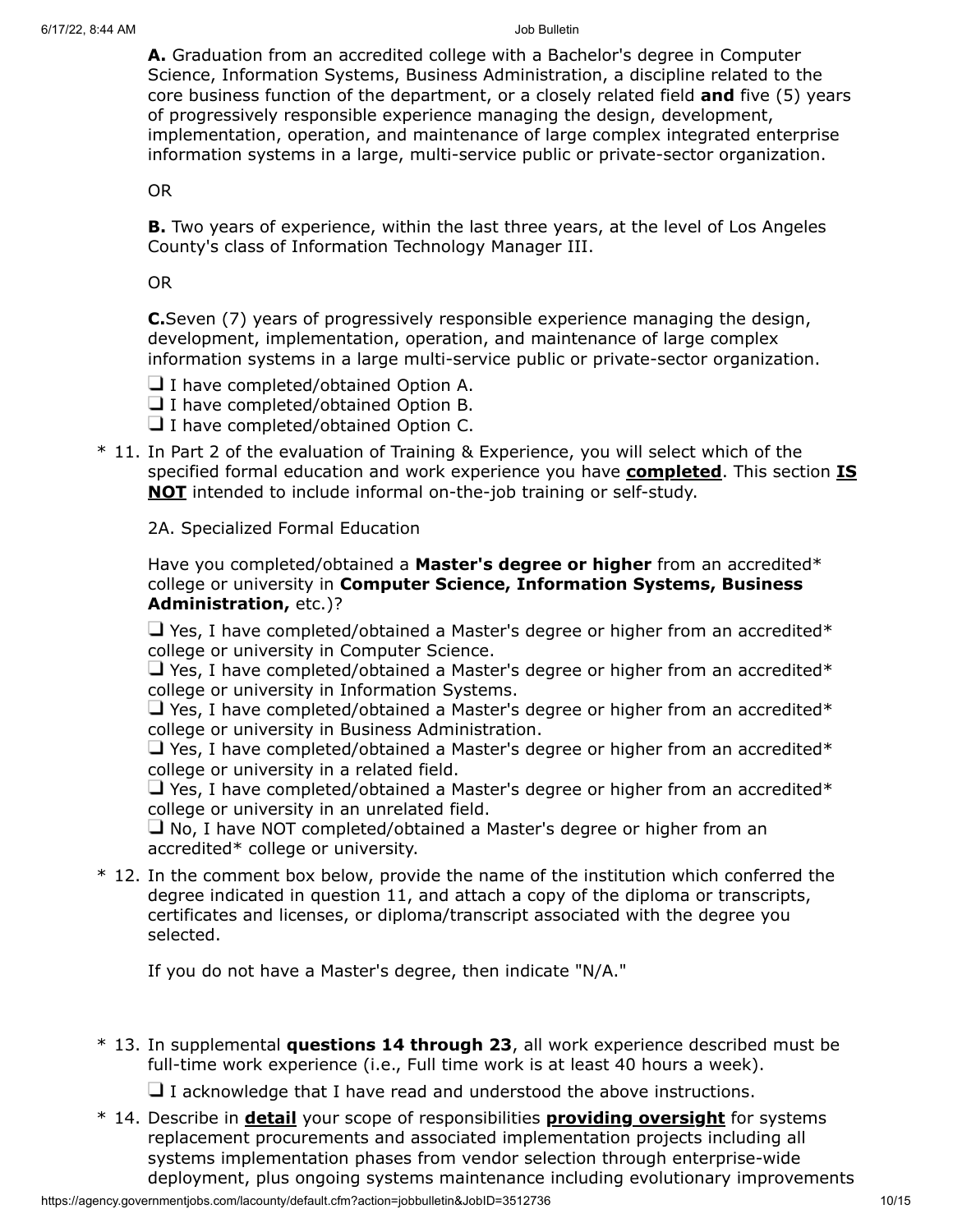**A.** Graduation from an accredited college with a Bachelor's degree in Computer Science, Information Systems, Business Administration, a discipline related to the core business function of the department, or a closely related field **and** five (5) years of progressively responsible experience managing the design, development, implementation, operation, and maintenance of large complex integrated enterprise information systems in a large, multi-service public or private-sector organization.

OR

**B.** Two years of experience, within the last three years, at the level of Los Angeles County's class of Information Technology Manager III.

OR

**C.**Seven (7) years of progressively responsible experience managing the design, development, implementation, operation, and maintenance of large complex information systems in a large multi-service public or private-sector organization.

- ❑ I have completed/obtained Option A.
- ❑ I have completed/obtained Option B.
- ❑ I have completed/obtained Option C.

\* 11. In Part 2 of the evaluation of Training & Experience, you will select which of the specified formal education and work experience you have **<u>completed</u>**. This section **<u>IS NOT</u>** intended to include informal on-the-job training or self-study.

2A. Specialized Formal Education

Have you completed/obtained a **Master's degree or higher** from an accredited* college or university in **Computer Science, Information Systems, Business Administration,** etc.)?

- ❑ Yes, I have completed/obtained a Master's degree or higher from an accredited* college or university in Computer Science.
- ❑ Yes, I have completed/obtained a Master's degree or higher from an accredited* college or university in Information Systems.
- ❑ Yes, I have completed/obtained a Master's degree or higher from an accredited* college or university in Business Administration.
- ❑ Yes, I have completed/obtained a Master's degree or higher from an accredited* college or university in a related field.
- ❑ Yes, I have completed/obtained a Master's degree or higher from an accredited* college or university in an unrelated field.
- ❑ No, I have NOT completed/obtained a Master's degree or higher from an accredited* college or university.

\* 12. In the comment box below, provide the name of the institution which conferred the degree indicated in question 11, and attach a copy of the diploma or transcripts, certificates and licenses, or diploma/transcript associated with the degree you selected.

If you do not have a Master's degree, then indicate "N/A."

\* 13. In supplemental **questions 14 through 23**, all work experience described must be full-time work experience (i.e., Full time work is at least 40 hours a week).

- ❑ I acknowledge that I have read and understood the above instructions.

\* 14. Describe in **<u>detail</u>** your scope of responsibilities **<u>providing oversight</u>** for systems replacement procurements and associated implementation projects including all systems implementation phases from vendor selection through enterprise-wide deployment, plus ongoing systems maintenance including evolutionary improvements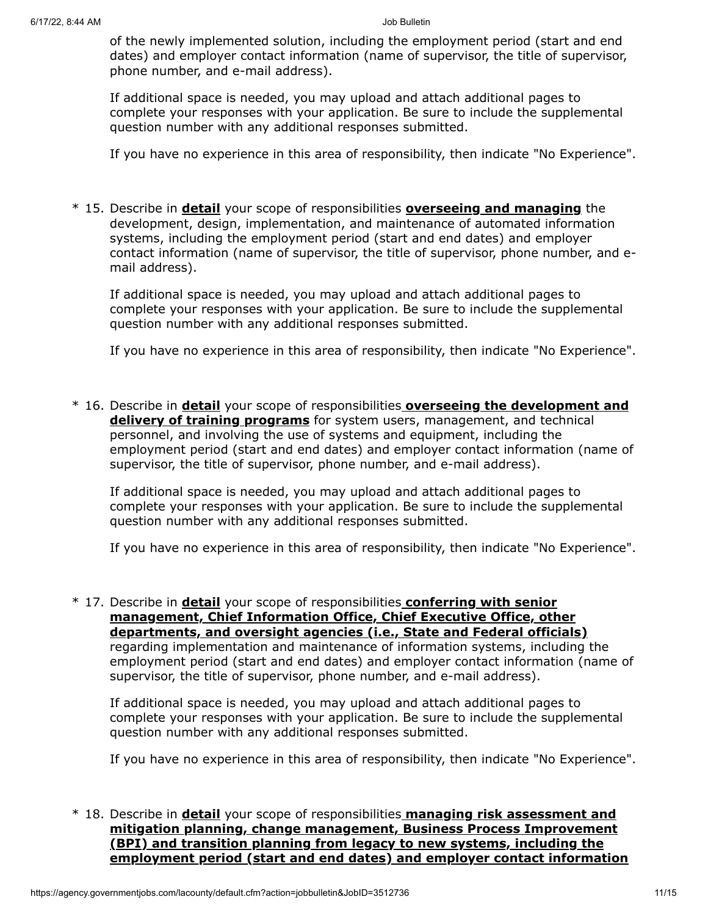of the newly implemented solution, including the employment period (start and end dates) and employer contact information (name of supervisor, the title of supervisor, phone number, and e-mail address).

If additional space is needed, you may upload and attach additional pages to complete your responses with your application. Be sure to include the supplemental question number with any additional responses submitted.

If you have no experience in this area of responsibility, then indicate "No Experience".

\* 15. Describe in **detail** your scope of responsibilities **overseeing and managing** the development, design, implementation, and maintenance of automated information systems, including the employment period (start and end dates) and employer contact information (name of supervisor, the title of supervisor, phone number, and e-mail address).

If additional space is needed, you may upload and attach additional pages to complete your responses with your application. Be sure to include the supplemental question number with any additional responses submitted.

If you have no experience in this area of responsibility, then indicate "No Experience".

\* 16. Describe in **detail** your scope of responsibilities **overseeing the development and delivery of training programs** for system users, management, and technical personnel, and involving the use of systems and equipment, including the employment period (start and end dates) and employer contact information (name of supervisor, the title of supervisor, phone number, and e-mail address).

If additional space is needed, you may upload and attach additional pages to complete your responses with your application. Be sure to include the supplemental question number with any additional responses submitted.

If you have no experience in this area of responsibility, then indicate "No Experience".

\* 17. Describe in **detail** your scope of responsibilities **conferring with senior management, Chief Information Office, Chief Executive Office, other departments, and oversight agencies (i.e., State and Federal officials)** regarding implementation and maintenance of information systems, including the employment period (start and end dates) and employer contact information (name of supervisor, the title of supervisor, phone number, and e-mail address).

If additional space is needed, you may upload and attach additional pages to complete your responses with your application. Be sure to include the supplemental question number with any additional responses submitted.

If you have no experience in this area of responsibility, then indicate "No Experience".

\* 18. Describe in **detail** your scope of responsibilities **managing risk assessment and mitigation planning, change management, Business Process Improvement (BPI) and transition planning from legacy to new systems, including the employment period (start and end dates) and employer contact information**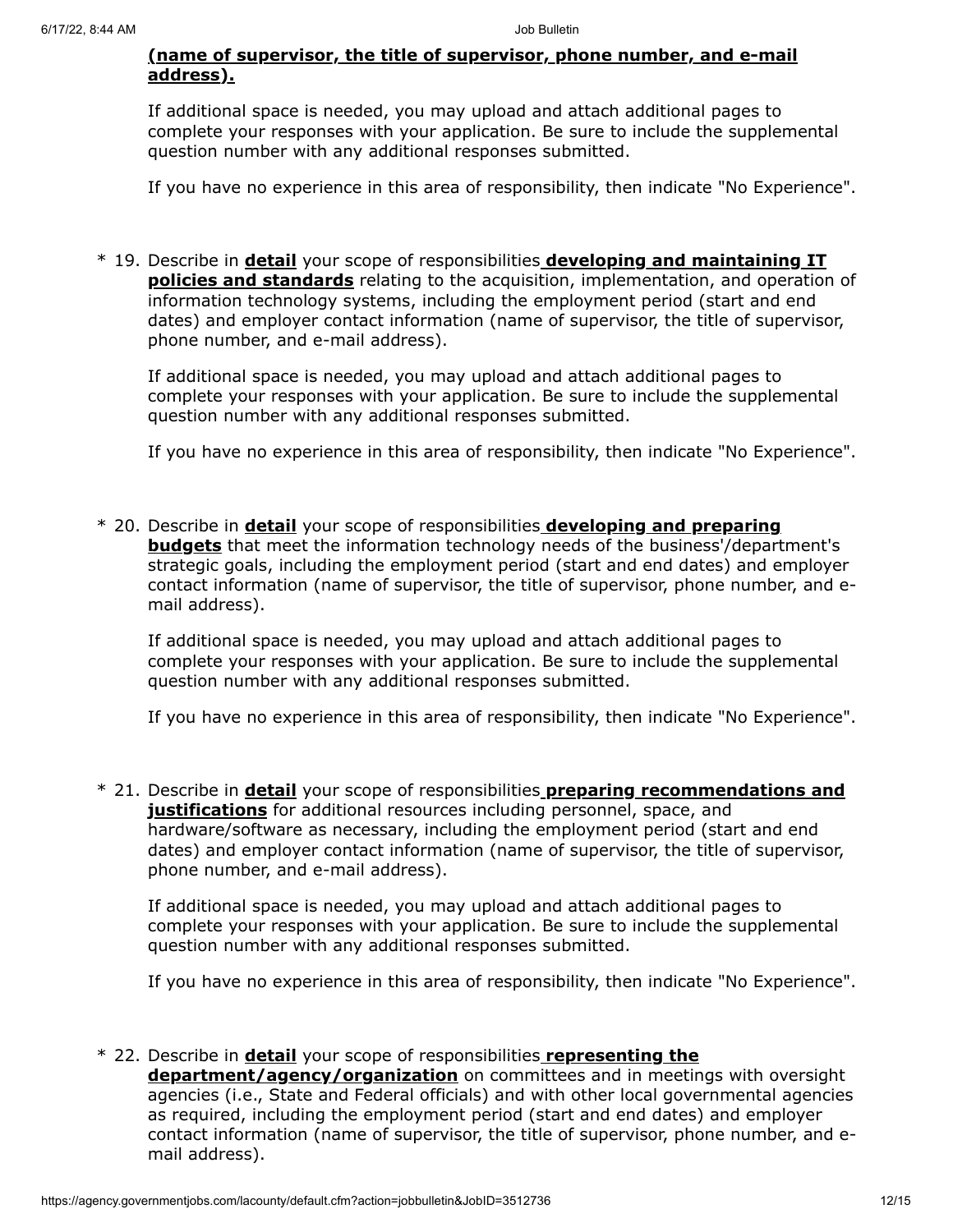**(name of supervisor, the title of supervisor, phone number, and e-mail address).**

If additional space is needed, you may upload and attach additional pages to complete your responses with your application. Be sure to include the supplemental question number with any additional responses submitted.

If you have no experience in this area of responsibility, then indicate "No Experience".

\* 19. Describe in **detail** your scope of responsibilities **developing and maintaining IT policies and standards** relating to the acquisition, implementation, and operation of information technology systems, including the employment period (start and end dates) and employer contact information (name of supervisor, the title of supervisor, phone number, and e-mail address).

If additional space is needed, you may upload and attach additional pages to complete your responses with your application. Be sure to include the supplemental question number with any additional responses submitted.

If you have no experience in this area of responsibility, then indicate "No Experience".

\* 20. Describe in **detail** your scope of responsibilities **developing and preparing budgets** that meet the information technology needs of the business'/department's strategic goals, including the employment period (start and end dates) and employer contact information (name of supervisor, the title of supervisor, phone number, and e-mail address).

If additional space is needed, you may upload and attach additional pages to complete your responses with your application. Be sure to include the supplemental question number with any additional responses submitted.

If you have no experience in this area of responsibility, then indicate "No Experience".

\* 21. Describe in **detail** your scope of responsibilities **preparing recommendations and justifications** for additional resources including personnel, space, and hardware/software as necessary, including the employment period (start and end dates) and employer contact information (name of supervisor, the title of supervisor, phone number, and e-mail address).

If additional space is needed, you may upload and attach additional pages to complete your responses with your application. Be sure to include the supplemental question number with any additional responses submitted.

If you have no experience in this area of responsibility, then indicate "No Experience".

\* 22. Describe in **detail** your scope of responsibilities **representing the department/agency/organization** on committees and in meetings with oversight agencies (i.e., State and Federal officials) and with other local governmental agencies as required, including the employment period (start and end dates) and employer contact information (name of supervisor, the title of supervisor, phone number, and e-mail address).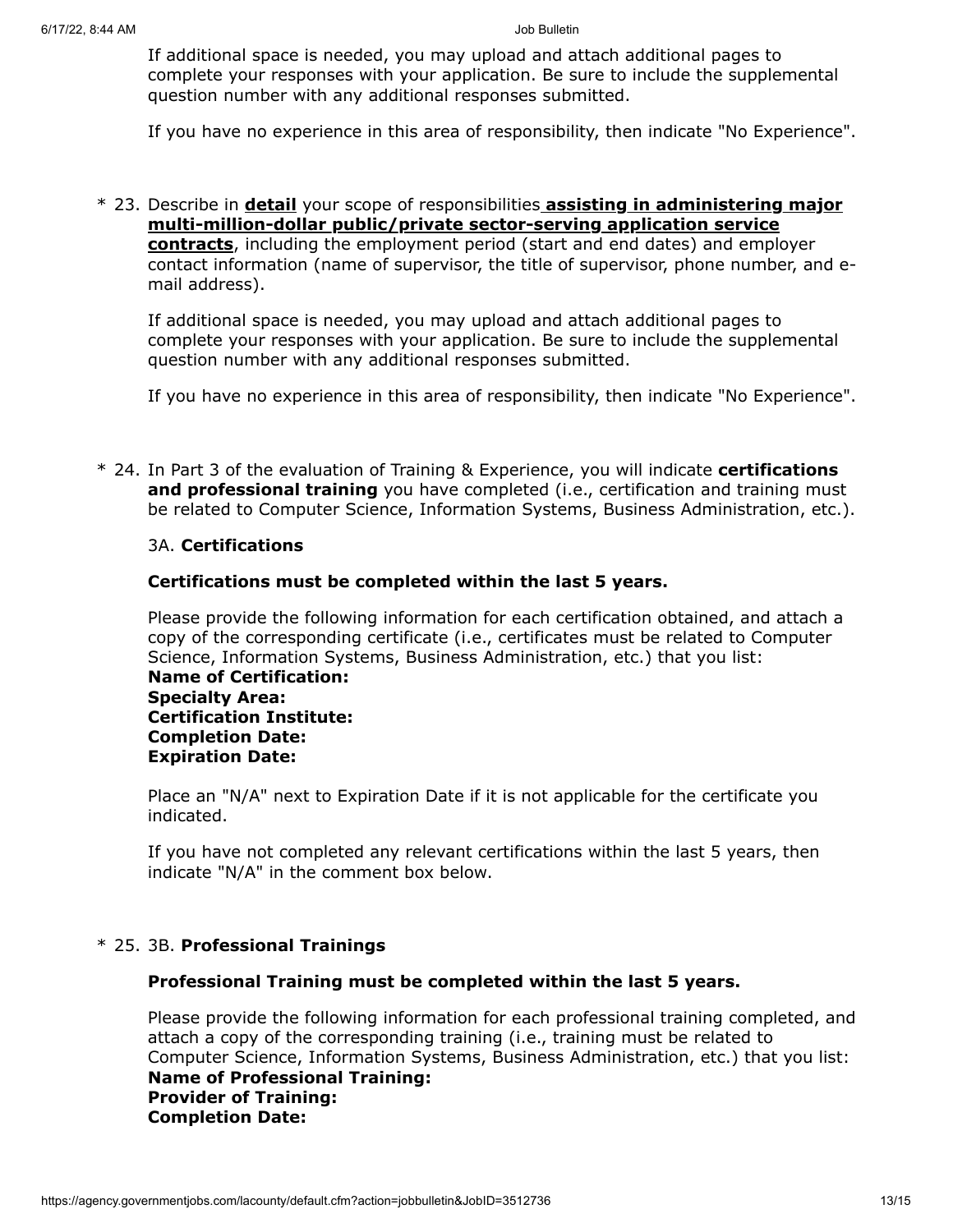If additional space is needed, you may upload and attach additional pages to complete your responses with your application. Be sure to include the supplemental question number with any additional responses submitted.

If you have no experience in this area of responsibility, then indicate "No Experience".

\* 23. Describe in **detail** your scope of responsibilities **assisting in administering major multi-million-dollar public/private sector-serving application service contracts**, including the employment period (start and end dates) and employer contact information (name of supervisor, the title of supervisor, phone number, and e-mail address).

If additional space is needed, you may upload and attach additional pages to complete your responses with your application. Be sure to include the supplemental question number with any additional responses submitted.

If you have no experience in this area of responsibility, then indicate "No Experience".

\* 24. In Part 3 of the evaluation of Training & Experience, you will indicate **certifications and professional training** you have completed (i.e., certification and training must be related to Computer Science, Information Systems, Business Administration, etc.).

3A. **Certifications**

**Certifications must be completed within the last 5 years.**

Please provide the following information for each certification obtained, and attach a copy of the corresponding certificate (i.e., certificates must be related to Computer Science, Information Systems, Business Administration, etc.) that you list:
**Name of Certification:**
**Specialty Area:**
**Certification Institute:**
**Completion Date:**
**Expiration Date:**

Place an "N/A" next to Expiration Date if it is not applicable for the certificate you indicated.

If you have not completed any relevant certifications within the last 5 years, then indicate "N/A" in the comment box below.

\* 25. 3B. **Professional Trainings**

**Professional Training must be completed within the last 5 years.**

Please provide the following information for each professional training completed, and attach a copy of the corresponding training (i.e., training must be related to Computer Science, Information Systems, Business Administration, etc.) that you list:
**Name of Professional Training:**
**Provider of Training:**
**Completion Date:**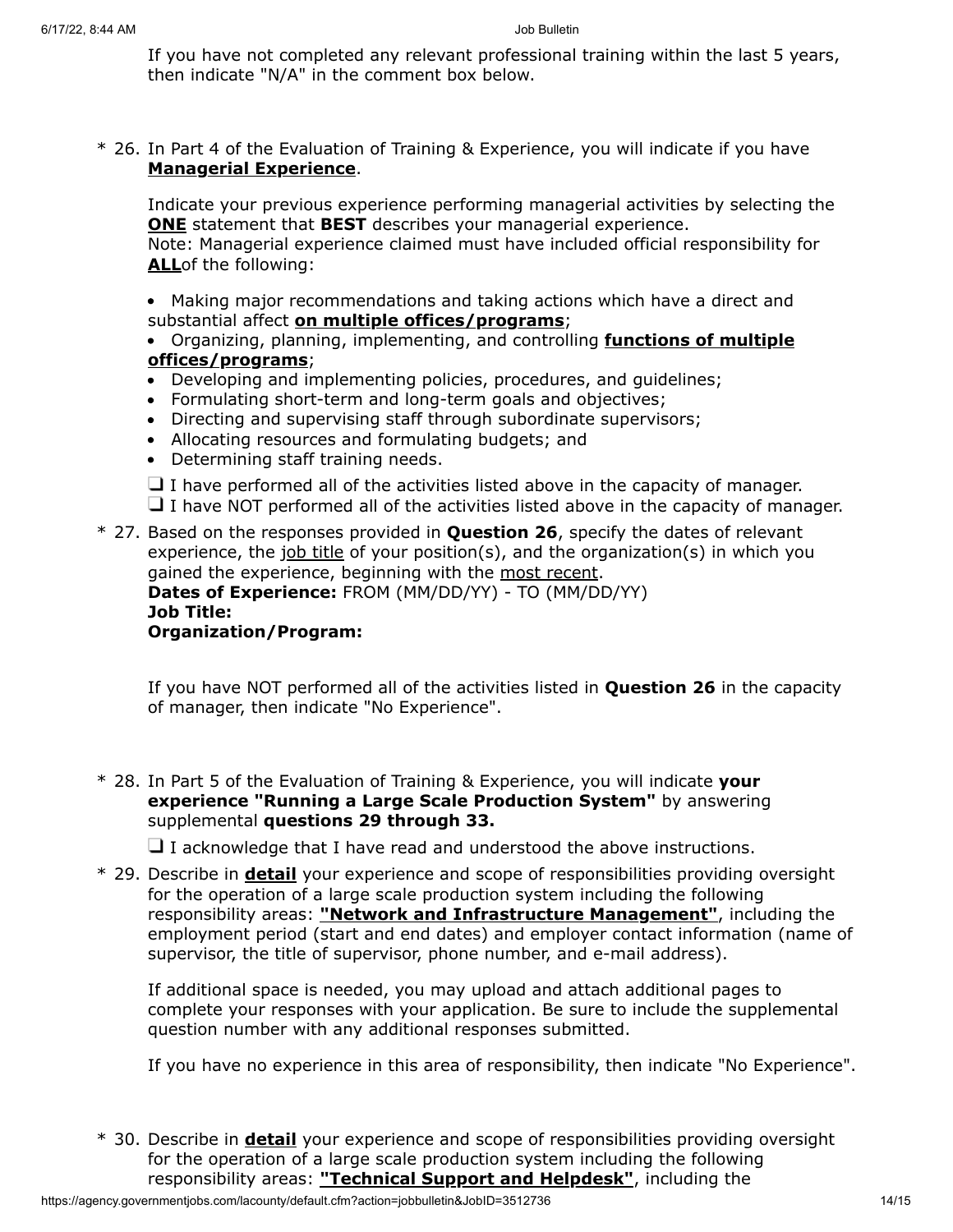If you have not completed any relevant professional training within the last 5 years, then indicate "N/A" in the comment box below.

\* 26. In Part 4 of the Evaluation of Training & Experience, you will indicate if you have **Managerial Experience**.

Indicate your previous experience performing managerial activities by selecting the **ONE** statement that **BEST** describes your managerial experience.
Note: Managerial experience claimed must have included official responsibility for **ALL**of the following:

- Making major recommendations and taking actions which have a direct and substantial affect **on multiple offices/programs**;
- Organizing, planning, implementing, and controlling **functions of multiple offices/programs**;
- Developing and implementing policies, procedures, and guidelines;
- Formulating short-term and long-term goals and objectives;
- Directing and supervising staff through subordinate supervisors;
- Allocating resources and formulating budgets; and
- Determining staff training needs.

❑ I have performed all of the activities listed above in the capacity of manager.
❑ I have NOT performed all of the activities listed above in the capacity of manager.

\* 27. Based on the responses provided in **Question 26**, specify the dates of relevant experience, the job title of your position(s), and the organization(s) in which you gained the experience, beginning with the most recent.
**Dates of Experience:** FROM (MM/DD/YY) - TO (MM/DD/YY)
**Job Title:**
**Organization/Program:**

If you have NOT performed all of the activities listed in **Question 26** in the capacity of manager, then indicate "No Experience".

\* 28. In Part 5 of the Evaluation of Training & Experience, you will indicate **your experience "Running a Large Scale Production System"** by answering supplemental **questions 29 through 33.**

❑ I acknowledge that I have read and understood the above instructions.

\* 29. Describe in **detail** your experience and scope of responsibilities providing oversight for the operation of a large scale production system including the following responsibility areas: **"Network and Infrastructure Management"**, including the employment period (start and end dates) and employer contact information (name of supervisor, the title of supervisor, phone number, and e-mail address).

If additional space is needed, you may upload and attach additional pages to complete your responses with your application. Be sure to include the supplemental question number with any additional responses submitted.

If you have no experience in this area of responsibility, then indicate "No Experience".

\* 30. Describe in **detail** your experience and scope of responsibilities providing oversight for the operation of a large scale production system including the following responsibility areas: **"Technical Support and Helpdesk"**, including the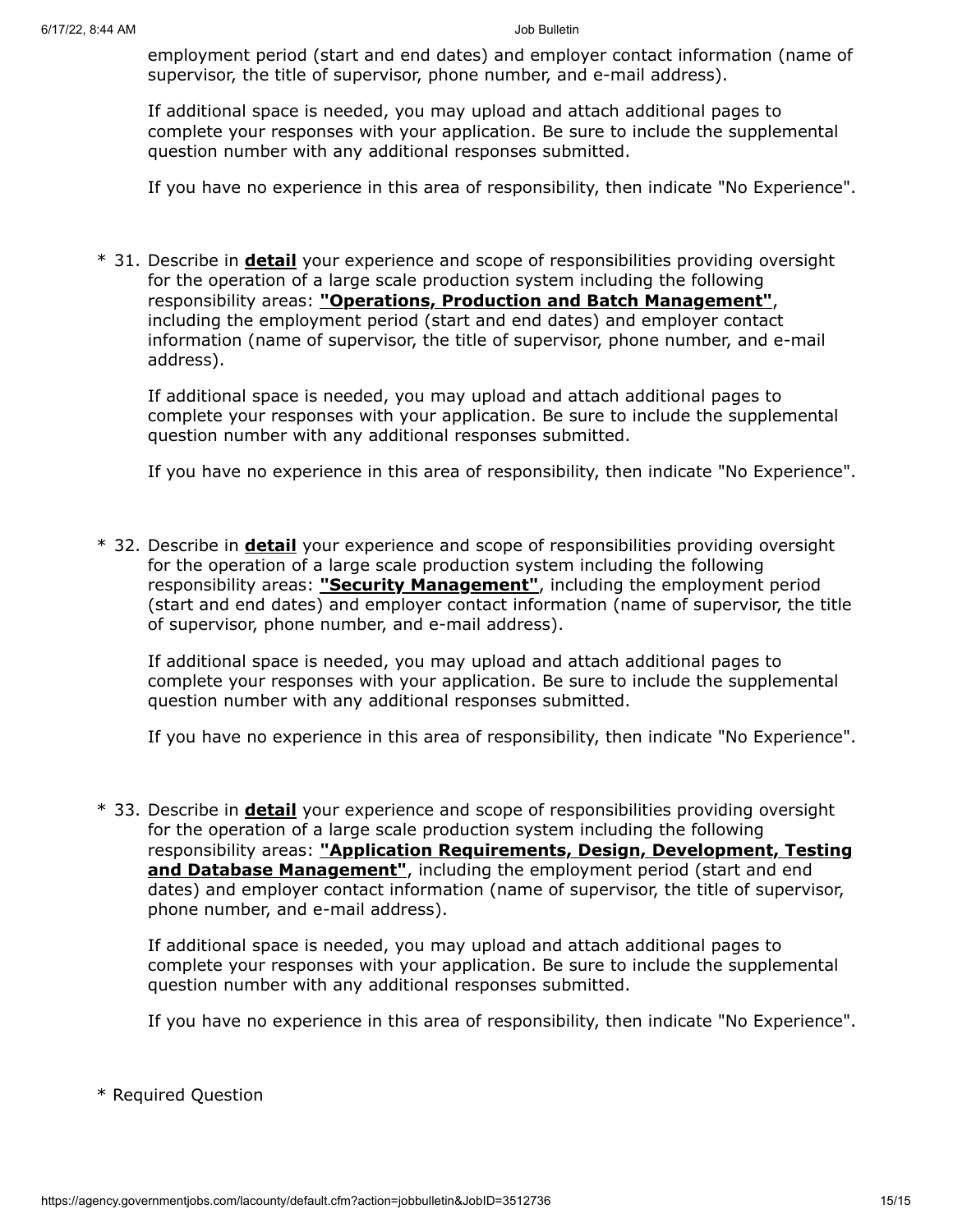employment period (start and end dates) and employer contact information (name of supervisor, the title of supervisor, phone number, and e-mail address).

If additional space is needed, you may upload and attach additional pages to complete your responses with your application. Be sure to include the supplemental question number with any additional responses submitted.

If you have no experience in this area of responsibility, then indicate "No Experience".

\* 31. Describe in **detail** your experience and scope of responsibilities providing oversight for the operation of a large scale production system including the following responsibility areas: **"Operations, Production and Batch Management"**, including the employment period (start and end dates) and employer contact information (name of supervisor, the title of supervisor, phone number, and e-mail address).

If additional space is needed, you may upload and attach additional pages to complete your responses with your application. Be sure to include the supplemental question number with any additional responses submitted.

If you have no experience in this area of responsibility, then indicate "No Experience".

\* 32. Describe in **detail** your experience and scope of responsibilities providing oversight for the operation of a large scale production system including the following responsibility areas: **"Security Management"**, including the employment period (start and end dates) and employer contact information (name of supervisor, the title of supervisor, phone number, and e-mail address).

If additional space is needed, you may upload and attach additional pages to complete your responses with your application. Be sure to include the supplemental question number with any additional responses submitted.

If you have no experience in this area of responsibility, then indicate "No Experience".

\* 33. Describe in **detail** your experience and scope of responsibilities providing oversight for the operation of a large scale production system including the following responsibility areas: **"Application Requirements, Design, Development, Testing and Database Management"**, including the employment period (start and end dates) and employer contact information (name of supervisor, the title of supervisor, phone number, and e-mail address).

If additional space is needed, you may upload and attach additional pages to complete your responses with your application. Be sure to include the supplemental question number with any additional responses submitted.

If you have no experience in this area of responsibility, then indicate "No Experience".

\* Required Question